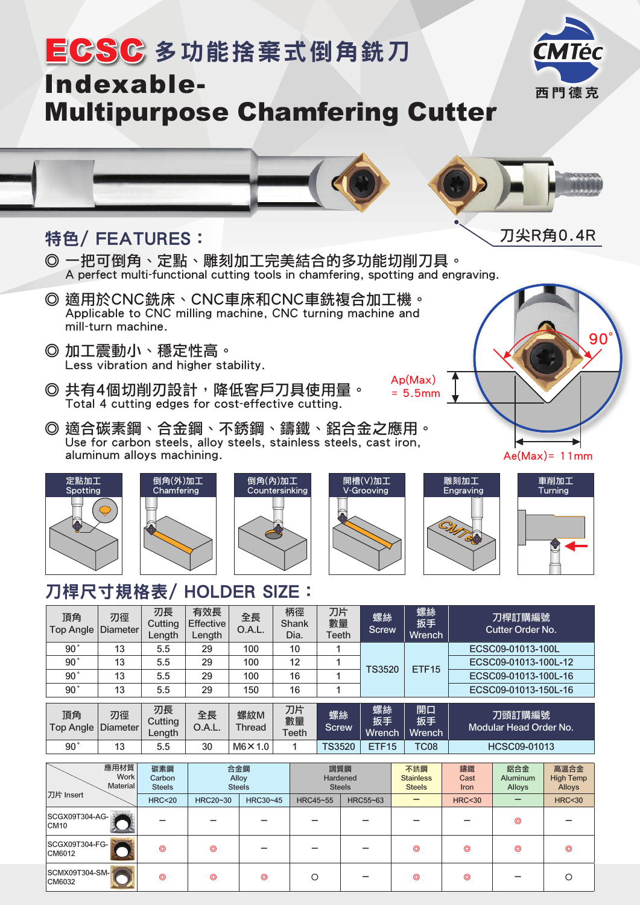# ECSC 多功能捨棄式倒角銑刀

# Indexable-Multipurpose Chamfering Cutter

CMTéc 西門德克

刀尖R角0.4R

## 特色/ FEATURES：

◎ 一把可倒角、定點、雕刻加工完美結合的多功能切削刀具。
A perfect multi-functional cutting tools in chamfering, spotting and engraving.

◎ 適用於CNC銑床、CNC車床和CNC車銑複合加工機。
Applicable to CNC milling machine, CNC turning machine and mill-turn machine.

◎ 加工震動小、穩定性高。
Less vibration and higher stability.

◎ 共有4個切削刃設計，降低客戶刀具使用量。
Total 4 cutting edges for cost-effective cutting.

◎ 適合碳素鋼、合金鋼、不銹鋼、鑄鐵、鋁合金之應用。
Use for carbon steels, alloy steels, stainless steels, cast iron, aluminum alloys machining.

90˚

Ap(Max) = 5.5mm

Ae(Max)= 11mm

定點加工 Spotting | 倒角(外)加工 Chamfering | 倒角(內)加工 Countersinking | 開槽(V)加工 V-Grooving | 雕刻加工 Engraving | 車削加工 Turning

## 刀桿尺寸規格表/ HOLDER SIZE：

| 頂角 Top Angle | 刃徑 Diameter | 刃長 Cutting Length | 有效長 Effective Length | 全長 O.A.L. | 柄徑 Shank Dia. | 刀片數量 Teeth | 螺絲 Screw | 螺絲扳手 Wrench | 刀桿訂購編號 Cutter Order No. |
|---|---|---|---|---|---|---|---|---|---|
| 90˚ | 13 | 5.5 | 29 | 100 | 10 | 1 | TS3520 | ETF15 | ECSC09-01013-100L |
| 90˚ | 13 | 5.5 | 29 | 100 | 12 | 1 | TS3520 | ETF15 | ECSC09-01013-100L-12 |
| 90˚ | 13 | 5.5 | 29 | 100 | 16 | 1 | TS3520 | ETF15 | ECSC09-01013-100L-16 |
| 90˚ | 13 | 5.5 | 29 | 150 | 16 | 1 | TS3520 | ETF15 | ECSC09-01013-150L-16 |

| 頂角 Top Angle | 刃徑 Diameter | 刃長 Cutting Length | 全長 O.A.L. | 螺紋M Thread | 刀片數量 Teeth | 螺絲 Screw | 螺絲扳手 Wrench | 開口扳手 Wrench | 刀頭訂購編號 Modular Head Order No. |
|---|---|---|---|---|---|---|---|---|---|
| 90˚ | 13 | 5.5 | 30 | M6×1.0 | 1 | TS3520 | ETF15 | TC08 | HCSC09-01013 |

| 應用材質 Work Material / 刀片 Insert | 碳素鋼 Carbon Steels | 合金鋼 Alloy Steels | | 調質鋼 Hardened Steels | | 不銹鋼 Stainless Steels | 鑄鐵 Cast Iron | 鋁合金 Aluminum Alloys | 高溫合金 High Temp Alloys |
|---|---|---|---|---|---|---|---|---|---|
| | HRC<20 | HRC20~30 | HRC30~45 | HRC45~55 | HRC55~63 | — | HRC<30 | — | HRC<30 |
| SCGX09T304-AG-CM10 | — | — | — | — | — | — | — | ◎ | — |
| SCGX09T304-FG-CM6012 | ◎ | ◎ | — | — | — | ◎ | ◎ | ◎ | ◎ |
| SCMX09T304-SM-CM6032 | ◎ | ◎ | ◎ | ○ | — | ◎ | ◎ | — | ○ |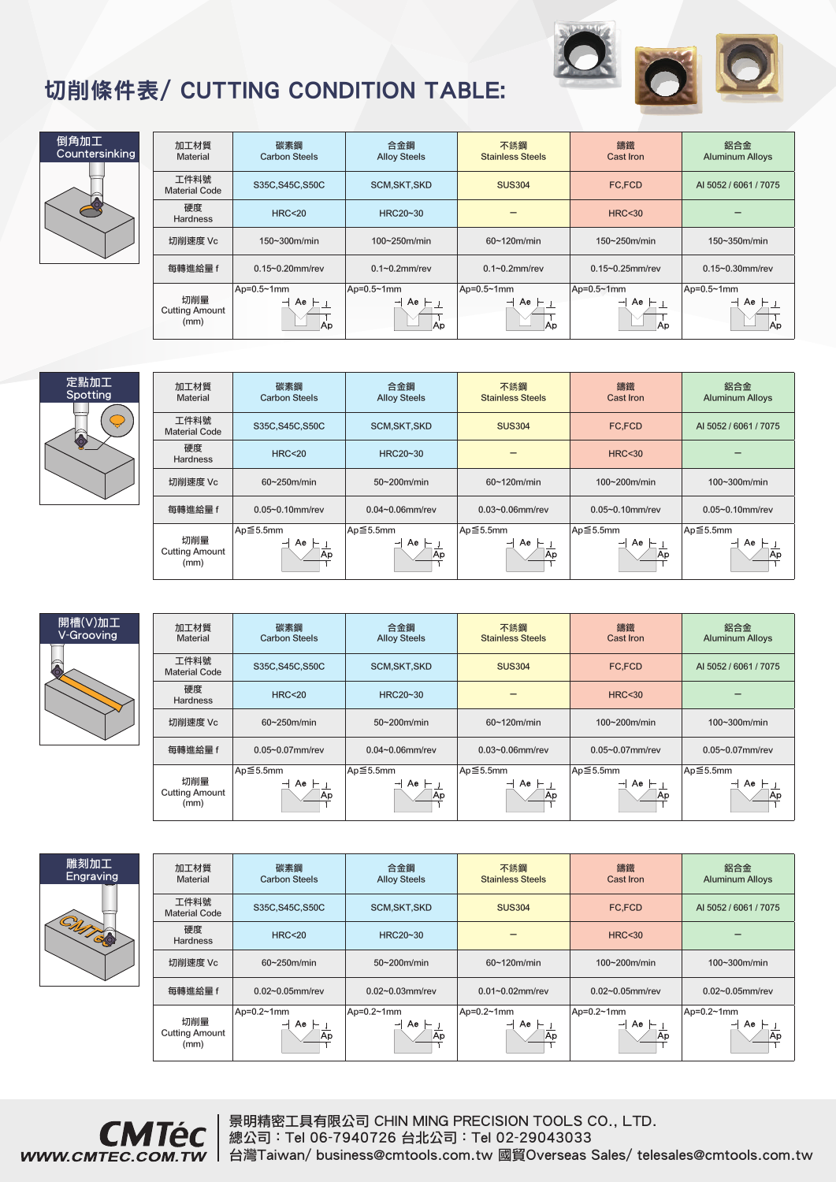# 切削條件表/ CUTTING CONDITION TABLE:

## 倒角加工 Countersinking

| 加工材質 Material | 碳素鋼 Carbon Steels | 合金鋼 Alloy Steels | 不銹鋼 Stainless Steels | 鑄鐵 Cast Iron | 鋁合金 Aluminum Alloys |
|---|---|---|---|---|---|
| 工件料號 Material Code | S35C,S45C,S50C | SCM,SKT,SKD | SUS304 | FC,FCD | Al 5052 / 6061 / 7075 |
| 硬度 Hardness | HRC<20 | HRC20~30 | – | HRC<30 | – |
| 切削速度 Vc | 150~300m/min | 100~250m/min | 60~120m/min | 150~250m/min | 150~350m/min |
| 每轉進給量 f | 0.15~0.20mm/rev | 0.1~0.2mm/rev | 0.1~0.2mm/rev | 0.15~0.25mm/rev | 0.15~0.30mm/rev |
| 切削量 Cutting Amount (mm) | Ap=0.5~1mm Ae Ap | Ap=0.5~1mm Ae Ap | Ap=0.5~1mm Ae Ap | Ap=0.5~1mm Ae Ap | Ap=0.5~1mm Ae Ap |

## 定點加工 Spotting

| 加工材質 Material | 碳素鋼 Carbon Steels | 合金鋼 Alloy Steels | 不銹鋼 Stainless Steels | 鑄鐵 Cast Iron | 鋁合金 Aluminum Alloys |
|---|---|---|---|---|---|
| 工件料號 Material Code | S35C,S45C,S50C | SCM,SKT,SKD | SUS304 | FC,FCD | Al 5052 / 6061 / 7075 |
| 硬度 Hardness | HRC<20 | HRC20~30 | – | HRC<30 | – |
| 切削速度 Vc | 60~250m/min | 50~200m/min | 60~120m/min | 100~200m/min | 100~300m/min |
| 每轉進給量 f | 0.05~0.10mm/rev | 0.04~0.06mm/rev | 0.03~0.06mm/rev | 0.05~0.10mm/rev | 0.05~0.10mm/rev |
| 切削量 Cutting Amount (mm) | Ap≦5.5mm Ae Ap | Ap≦5.5mm Ae Ap | Ap≦5.5mm Ae Ap | Ap≦5.5mm Ae Ap | Ap≦5.5mm Ae Ap |

## 開槽(V)加工 V-Grooving

| 加工材質 Material | 碳素鋼 Carbon Steels | 合金鋼 Alloy Steels | 不銹鋼 Stainless Steels | 鑄鐵 Cast Iron | 鋁合金 Aluminum Alloys |
|---|---|---|---|---|---|
| 工件料號 Material Code | S35C,S45C,S50C | SCM,SKT,SKD | SUS304 | FC,FCD | Al 5052 / 6061 / 7075 |
| 硬度 Hardness | HRC<20 | HRC20~30 | – | HRC<30 | – |
| 切削速度 Vc | 60~250m/min | 50~200m/min | 60~120m/min | 100~200m/min | 100~300m/min |
| 每轉進給量 f | 0.05~0.07mm/rev | 0.04~0.06mm/rev | 0.03~0.06mm/rev | 0.05~0.07mm/rev | 0.05~0.07mm/rev |
| 切削量 Cutting Amount (mm) | Ap≦5.5mm Ae Ap | Ap≦5.5mm Ae Ap | Ap≦5.5mm Ae Ap | Ap≦5.5mm Ae Ap | Ap≦5.5mm Ae Ap |

## 雕刻加工 Engraving

| 加工材質 Material | 碳素鋼 Carbon Steels | 合金鋼 Alloy Steels | 不銹鋼 Stainless Steels | 鑄鐵 Cast Iron | 鋁合金 Aluminum Alloys |
|---|---|---|---|---|---|
| 工件料號 Material Code | S35C,S45C,S50C | SCM,SKT,SKD | SUS304 | FC,FCD | Al 5052 / 6061 / 7075 |
| 硬度 Hardness | HRC<20 | HRC20~30 | – | HRC<30 | – |
| 切削速度 Vc | 60~250m/min | 50~200m/min | 60~120m/min | 100~200m/min | 100~300m/min |
| 每轉進給量 f | 0.02~0.05mm/rev | 0.02~0.03mm/rev | 0.01~0.02mm/rev | 0.02~0.05mm/rev | 0.02~0.05mm/rev |
| 切削量 Cutting Amount (mm) | Ap=0.2~1mm Ae Ap | Ap=0.2~1mm Ae Ap | Ap=0.2~1mm Ae Ap | Ap=0.2~1mm Ae Ap | Ap=0.2~1mm Ae Ap |

CMTéc
WWW.CMTEC.COM.TW

景明精密工具有限公司 CHIN MING PRECISION TOOLS CO., LTD.
總公司：Tel 06-7940726 台北公司：Tel 02-29043033
台灣Taiwan/ business@cmtools.com.tw 國貿Overseas Sales/ telesales@cmtools.com.tw